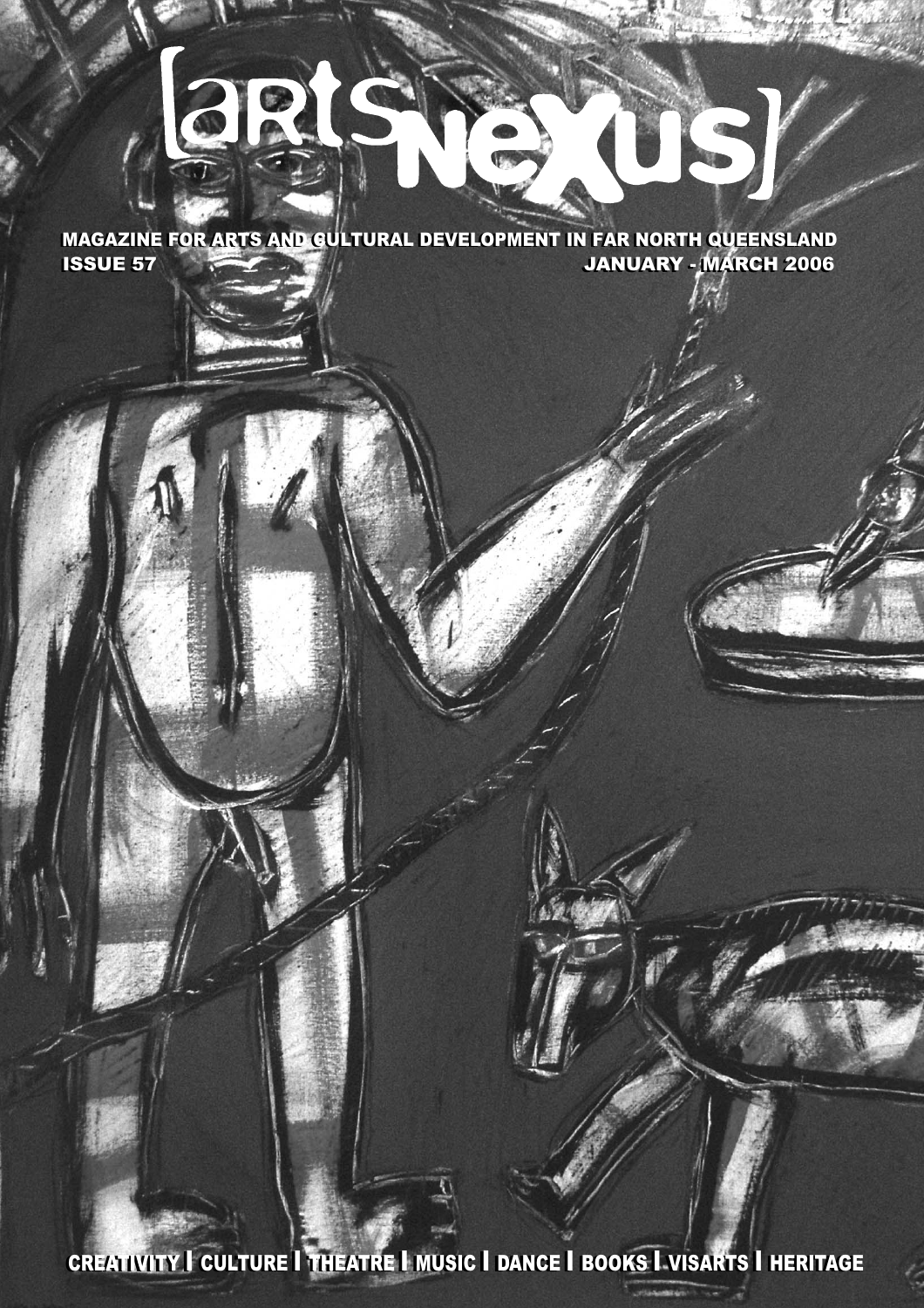# [artsnexus]

**MAGAZINE FOR ARTS AND CULTURAL DEVELOPMENT IN FAR NORTH QUEENSLAND**

**ISSUE 57** **JANUARY - MARCH 2006**

CREATIVITY | CULTURE | THEATRE | MUSIC | DANCE | BOOKS | VISARTS | HERITAGE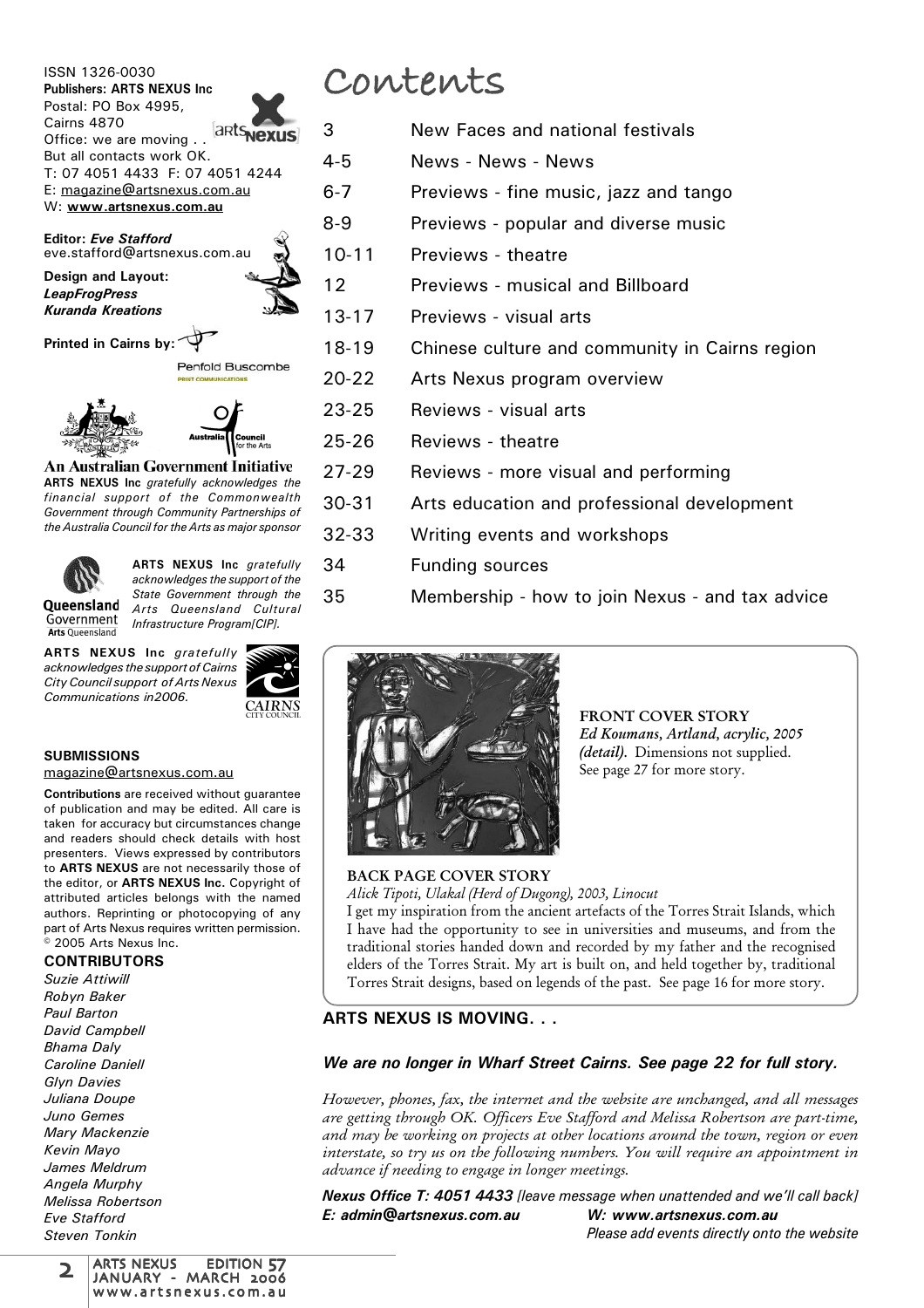ISSN 1326-0030
**Publishers: ARTS NEXUS Inc**
Postal: PO Box 4995,
Cairns 4870
Office: we are moving . .
But all contacts work OK.
T: 07 4051 4433 F: 07 4051 4244
E: magazine@artsnexus.com.au
W: **www.artsnexus.com.au**

**Editor:** ***Eve Stafford***
eve.stafford@artsnexus.com.au

**Design and Layout:**
***LeapFrogPress***
***Kuranda Kreations***

**Printed in Cairns by:**
Penfold Buscombe

**An Australian Government Initiative**
**ARTS NEXUS Inc** *gratefully acknowledges the financial support of the Commonwealth Government through Community Partnerships of the Australia Council for the Arts as major sponsor*

**ARTS NEXUS Inc** *gratefully acknowledges the support of the State Government through the Arts Queensland Cultural Infrastructure Program[CIP].*

**ARTS NEXUS Inc** *gratefully acknowledges the support of Cairns City Council support of Arts Nexus Communications in2006.*

**SUBMISSIONS**
magazine@artsnexus.com.au

**Contributions** are received without guarantee of publication and may be edited. All care is taken for accuracy but circumstances change and readers should check details with host presenters. Views expressed by contributors to **ARTS NEXUS** are not necessarily those of the editor, or **ARTS NEXUS Inc.** Copyright of attributed articles belongs with the named authors. Reprinting or photocopying of any part of Arts Nexus requires written permission. © 2005 Arts Nexus Inc.

**CONTRIBUTORS**
*Suzie Attiwill*
*Robyn Baker*
*Paul Barton*
*David Campbell*
*Bhama Daly*
*Caroline Daniell*
*Glyn Davies*
*Juliana Doupe*
*Juno Gemes*
*Mary Mackenzie*
*Kevin Mayo*
*James Meldrum*
*Angela Murphy*
*Melissa Robertson*
*Eve Stafford*
*Steven Tonkin*

# Contents

| | |
|---|---|
| 3 | New Faces and national festivals |
| 4-5 | News - News - News |
| 6-7 | Previews - fine music, jazz and tango |
| 8-9 | Previews - popular and diverse music |
| 10-11 | Previews - theatre |
| 12 | Previews - musical and Billboard |
| 13-17 | Previews - visual arts |
| 18-19 | Chinese culture and community in Cairns region |
| 20-22 | Arts Nexus program overview |
| 23-25 | Reviews - visual arts |
| 25-26 | Reviews - theatre |
| 27-29 | Reviews - more visual and performing |
| 30-31 | Arts education and professional development |
| 32-33 | Writing events and workshops |
| 34 | Funding sources |
| 35 | Membership - how to join Nexus - and tax advice |

**FRONT COVER STORY**
*Ed Koumans, Artland, acrylic, 2005 (detail).* Dimensions not supplied. See page 27 for more story.

**BACK PAGE COVER STORY**
*Alick Tipoti, Ulakal (Herd of Dugong), 2003, Linocut*
I get my inspiration from the ancient artefacts of the Torres Strait Islands, which I have had the opportunity to see in universities and museums, and from the traditional stories handed down and recorded by my father and the recognised elders of the Torres Strait. My art is built on, and held together by, traditional Torres Strait designs, based on legends of the past. See page 16 for more story.

**ARTS NEXUS IS MOVING. . .**

***We are no longer in Wharf Street Cairns. See page 22 for full story.***

*However, phones, fax, the internet and the website are unchanged, and all messages are getting through OK. Officers Eve Stafford and Melissa Robertson are part-time, and may be working on projects at other locations around the town, region or even interstate, so try us on the following numbers. You will require an appointment in advance if needing to engage in longer meetings.*

***Nexus Office T: 4051 4433*** *[leave message when unattended and we'll call back]*
***E: admin@artsnexus.com.au*** ***W: www.artsnexus.com.au***
*Please add events directly onto the website*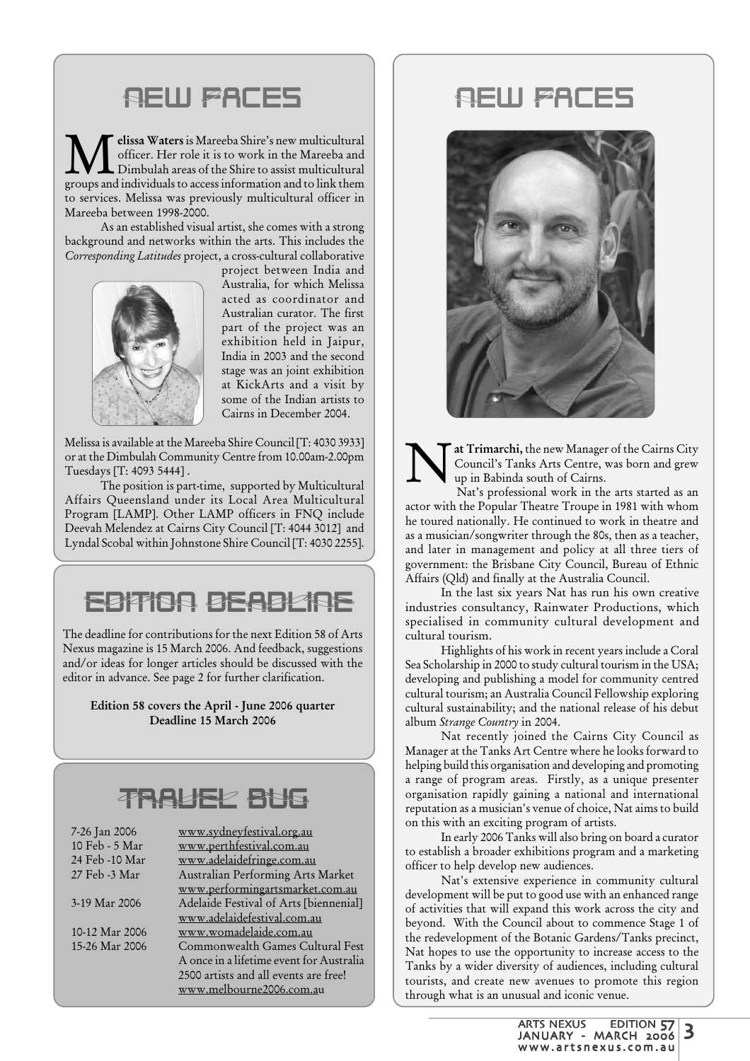## NEW FACES

**Melissa Waters** is Mareeba Shire's new multicultural officer. Her role it is to work in the Mareeba and Dimbulah areas of the Shire to assist multicultural groups and individuals to access information and to link them to services. Melissa was previously multicultural officer in Mareeba between 1998-2000.

As an established visual artist, she comes with a strong background and networks within the arts. This includes the *Corresponding Latitudes* project, a cross-cultural collaborative project between India and Australia, for which Melissa acted as coordinator and Australian curator. The first part of the project was an exhibition held in Jaipur, India in 2003 and the second stage was an joint exhibition at KickArts and a visit by some of the Indian artists to Cairns in December 2004.

Melissa is available at the Mareeba Shire Council [T: 4030 3933] or at the Dimbulah Community Centre from 10.00am-2.00pm Tuesdays [T: 4093 5444] .

The position is part-time, supported by Multicultural Affairs Queensland under its Local Area Multicultural Program [LAMP]. Other LAMP officers in FNQ include Deevah Melendez at Cairns City Council [T: 4044 3012] and Lyndal Scobal within Johnstone Shire Council [T: 4030 2255].

## EDITION DEADLINE

The deadline for contributions for the next Edition 58 of Arts Nexus magazine is 15 March 2006. And feedback, suggestions and/or ideas for longer articles should be discussed with the editor in advance. See page 2 for further clarification.

**Edition 58 covers the April - June 2006 quarter**
**Deadline 15 March 2006**

## TRAVEL BUG

| | |
|---|---|
| 7-26 Jan 2006 | www.sydneyfestival.org.au |
| 10 Feb - 5 Mar | www.perthfestival.com.au |
| 24 Feb -10 Mar | www.adelaidefringe.com.au |
| 27 Feb -3 Mar | Australian Performing Arts Market www.performingartsmarket.com.au |
| 3-19 Mar 2006 | Adelaide Festival of Arts [biennenial] www.adelaidefestival.com.au |
| 10-12 Mar 2006 | www.womadelaide.com.au |
| 15-26 Mar 2006 | Commonwealth Games Cultural Fest A once in a lifetime event for Australia 2500 artists and all events are free! www.melbourne2006.com.au |

## NEW FACES

**Nat Trimarchi,** the new Manager of the Cairns City Council's Tanks Arts Centre, was born and grew up in Babinda south of Cairns.

Nat's professional work in the arts started as an actor with the Popular Theatre Troupe in 1981 with whom he toured nationally. He continued to work in theatre and as a musician/songwriter through the 80s, then as a teacher, and later in management and policy at all three tiers of government: the Brisbane City Council, Bureau of Ethnic Affairs (Qld) and finally at the Australia Council.

In the last six years Nat has run his own creative industries consultancy, Rainwater Productions, which specialised in community cultural development and cultural tourism.

Highlights of his work in recent years include a Coral Sea Scholarship in 2000 to study cultural tourism in the USA; developing and publishing a model for community centred cultural tourism; an Australia Council Fellowship exploring cultural sustainability; and the national release of his debut album *Strange Country* in 2004.

Nat recently joined the Cairns City Council as Manager at the Tanks Art Centre where he looks forward to helping build this organisation and developing and promoting a range of program areas. Firstly, as a unique presenter organisation rapidly gaining a national and international reputation as a musician's venue of choice, Nat aims to build on this with an exciting program of artists.

In early 2006 Tanks will also bring on board a curator to establish a broader exhibitions program and a marketing officer to help develop new audiences.

Nat's extensive experience in community cultural development will be put to good use with an enhanced range of activities that will expand this work across the city and beyond. With the Council about to commence Stage 1 of the redevelopment of the Botanic Gardens/Tanks precinct, Nat hopes to use the opportunity to increase access to the Tanks by a wider diversity of audiences, including cultural tourists, and create new avenues to promote this region through what is an unusual and iconic venue.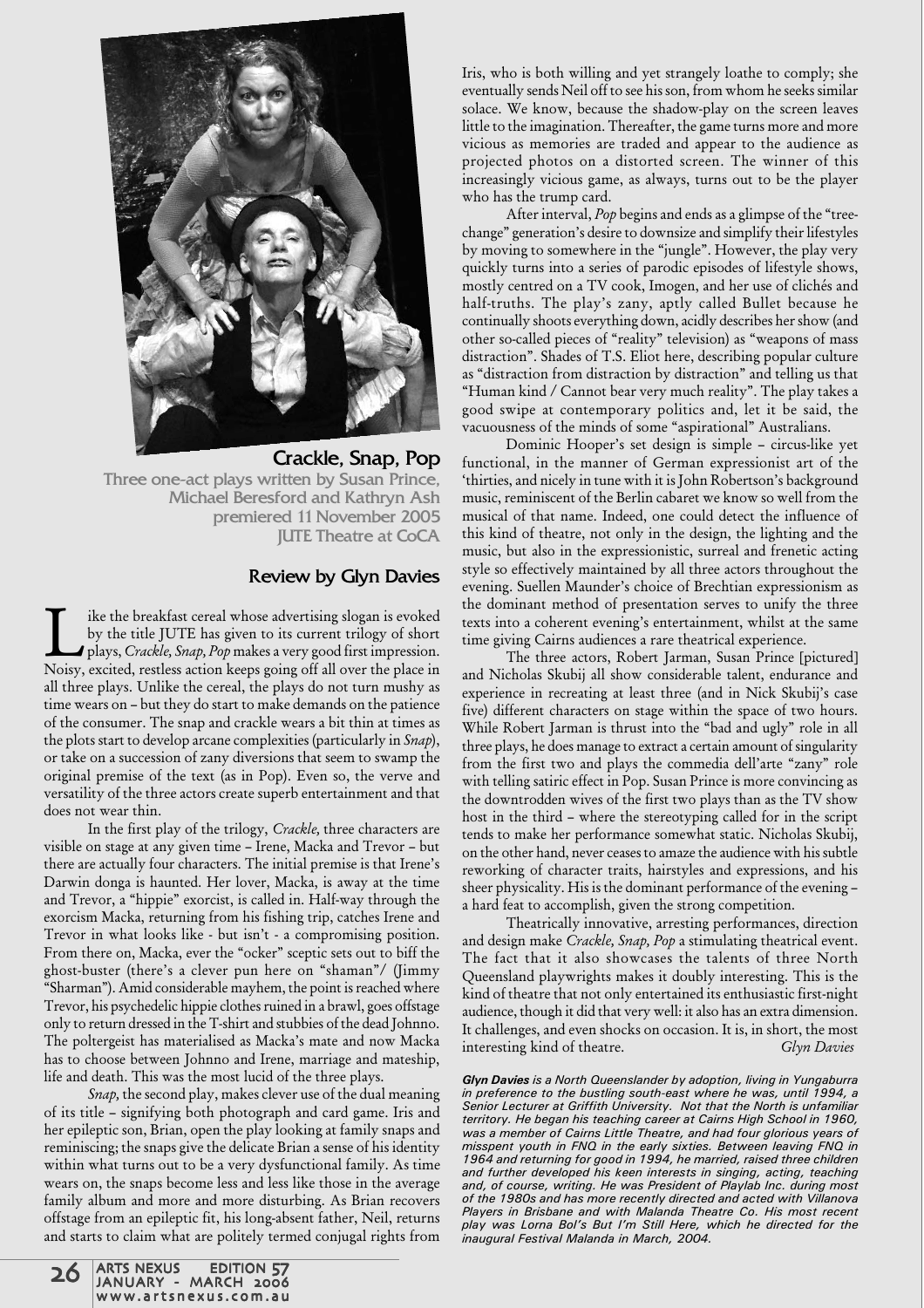## Crackle, Snap, Pop

Three one-act plays written by Susan Prince, Michael Beresford and Kathryn Ash
premiered 11 November 2005
JUTE Theatre at CoCA

### Review by Glyn Davies

Like the breakfast cereal whose advertising slogan is evoked by the title JUTE has given to its current trilogy of short plays, *Crackle, Snap, Pop* makes a very good first impression. Noisy, excited, restless action keeps going off all over the place in all three plays. Unlike the cereal, the plays do not turn mushy as time wears on – but they do start to make demands on the patience of the consumer. The snap and crackle wears a bit thin at times as the plots start to develop arcane complexities (particularly in *Snap*), or take on a succession of zany diversions that seem to swamp the original premise of the text (as in Pop). Even so, the verve and versatility of the three actors create superb entertainment and that does not wear thin.

In the first play of the trilogy, *Crackle,* three characters are visible on stage at any given time – Irene, Macka and Trevor – but there are actually four characters. The initial premise is that Irene's Darwin donga is haunted. Her lover, Macka, is away at the time and Trevor, a "hippie" exorcist, is called in. Half-way through the exorcism Macka, returning from his fishing trip, catches Irene and Trevor in what looks like - but isn't - a compromising position. From there on, Macka, ever the "ocker" sceptic sets out to biff the ghost-buster (there's a clever pun here on "shaman"/ (Jimmy "Sharman"). Amid considerable mayhem, the point is reached where Trevor, his psychedelic hippie clothes ruined in a brawl, goes offstage only to return dressed in the T-shirt and stubbies of the dead Johnno. The poltergeist has materialised as Macka's mate and now Macka has to choose between Johnno and Irene, marriage and mateship, life and death. This was the most lucid of the three plays.

*Snap,* the second play, makes clever use of the dual meaning of its title – signifying both photograph and card game. Iris and her epileptic son, Brian, open the play looking at family snaps and reminiscing; the snaps give the delicate Brian a sense of his identity within what turns out to be a very dysfunctional family. As time wears on, the snaps become less and less like those in the average family album and more and more disturbing. As Brian recovers offstage from an epileptic fit, his long-absent father, Neil, returns and starts to claim what are politely termed conjugal rights from Iris, who is both willing and yet strangely loathe to comply; she eventually sends Neil off to see his son, from whom he seeks similar solace. We know, because the shadow-play on the screen leaves little to the imagination. Thereafter, the game turns more and more vicious as memories are traded and appear to the audience as projected photos on a distorted screen. The winner of this increasingly vicious game, as always, turns out to be the player who has the trump card.

After interval, *Pop* begins and ends as a glimpse of the "tree-change" generation's desire to downsize and simplify their lifestyles by moving to somewhere in the "jungle". However, the play very quickly turns into a series of parodic episodes of lifestyle shows, mostly centred on a TV cook, Imogen, and her use of clichés and half-truths. The play's zany, aptly called Bullet because he continually shoots everything down, acidly describes her show (and other so-called pieces of "reality" television) as "weapons of mass distraction". Shades of T.S. Eliot here, describing popular culture as "distraction from distraction by distraction" and telling us that "Human kind / Cannot bear very much reality". The play takes a good swipe at contemporary politics and, let it be said, the vacuousness of the minds of some "aspirational" Australians.

Dominic Hooper's set design is simple – circus-like yet functional, in the manner of German expressionist art of the 'thirties, and nicely in tune with it is John Robertson's background music, reminiscent of the Berlin cabaret we know so well from the musical of that name. Indeed, one could detect the influence of this kind of theatre, not only in the design, the lighting and the music, but also in the expressionistic, surreal and frenetic acting style so effectively maintained by all three actors throughout the evening. Suellen Maunder's choice of Brechtian expressionism as the dominant method of presentation serves to unify the three texts into a coherent evening's entertainment, whilst at the same time giving Cairns audiences a rare theatrical experience.

The three actors, Robert Jarman, Susan Prince [pictured] and Nicholas Skubij all show considerable talent, endurance and experience in recreating at least three (and in Nick Skubij's case five) different characters on stage within the space of two hours. While Robert Jarman is thrust into the "bad and ugly" role in all three plays, he does manage to extract a certain amount of singularity from the first two and plays the commedia dell'arte "zany" role with telling satiric effect in Pop. Susan Prince is more convincing as the downtrodden wives of the first two plays than as the TV show host in the third – where the stereotyping called for in the script tends to make her performance somewhat static. Nicholas Skubij, on the other hand, never ceases to amaze the audience with his subtle reworking of character traits, hairstyles and expressions, and his sheer physicality. His is the dominant performance of the evening – a hard feat to accomplish, given the strong competition.

Theatrically innovative, arresting performances, direction and design make *Crackle, Snap, Pop* a stimulating theatrical event. The fact that it also showcases the talents of three North Queensland playwrights makes it doubly interesting. This is the kind of theatre that not only entertained its enthusiastic first-night audience, though it did that very well: it also has an extra dimension. It challenges, and even shocks on occasion. It is, in short, the most interesting kind of theatre. *Glyn Davies*

***Glyn Davies** is a North Queenslander by adoption, living in Yungaburra in preference to the bustling south-east where he was, until 1994, a Senior Lecturer at Griffith University. Not that the North is unfamiliar territory. He began his teaching career at Cairns High School in 1960, was a member of Cairns Little Theatre, and had four glorious years of misspent youth in FNQ in the early sixties. Between leaving FNQ in 1964 and returning for good in 1994, he married, raised three children and further developed his keen interests in singing, acting, teaching and, of course, writing. He was President of Playlab Inc. during most of the 1980s and has more recently directed and acted with Villanova Players in Brisbane and with Malanda Theatre Co. His most recent play was Lorna Bol's But I'm Still Here, which he directed for the inaugural Festival Malanda in March, 2004.*